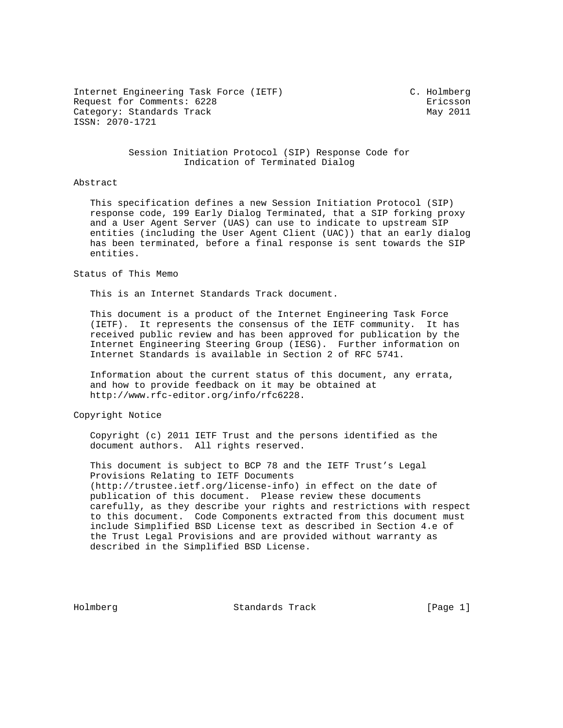Internet Engineering Task Force (IETF) C. Holmberg
Request for Comments: 6228 Ericsson
Category: Standards Track May 2011
ISSN: 2070-1721

# Session Initiation Protocol (SIP) Response Code for Indication of Terminated Dialog

## Abstract

This specification defines a new Session Initiation Protocol (SIP) response code, 199 Early Dialog Terminated, that a SIP forking proxy and a User Agent Server (UAS) can use to indicate to upstream SIP entities (including the User Agent Client (UAC)) that an early dialog has been terminated, before a final response is sent towards the SIP entities.

## Status of This Memo

This is an Internet Standards Track document.

This document is a product of the Internet Engineering Task Force (IETF). It represents the consensus of the IETF community. It has received public review and has been approved for publication by the Internet Engineering Steering Group (IESG). Further information on Internet Standards is available in Section 2 of RFC 5741.

Information about the current status of this document, any errata, and how to provide feedback on it may be obtained at http://www.rfc-editor.org/info/rfc6228.

## Copyright Notice

Copyright (c) 2011 IETF Trust and the persons identified as the document authors. All rights reserved.

This document is subject to BCP 78 and the IETF Trust's Legal Provisions Relating to IETF Documents (http://trustee.ietf.org/license-info) in effect on the date of publication of this document. Please review these documents carefully, as they describe your rights and restrictions with respect to this document. Code Components extracted from this document must include Simplified BSD License text as described in Section 4.e of the Trust Legal Provisions and are provided without warranty as described in the Simplified BSD License.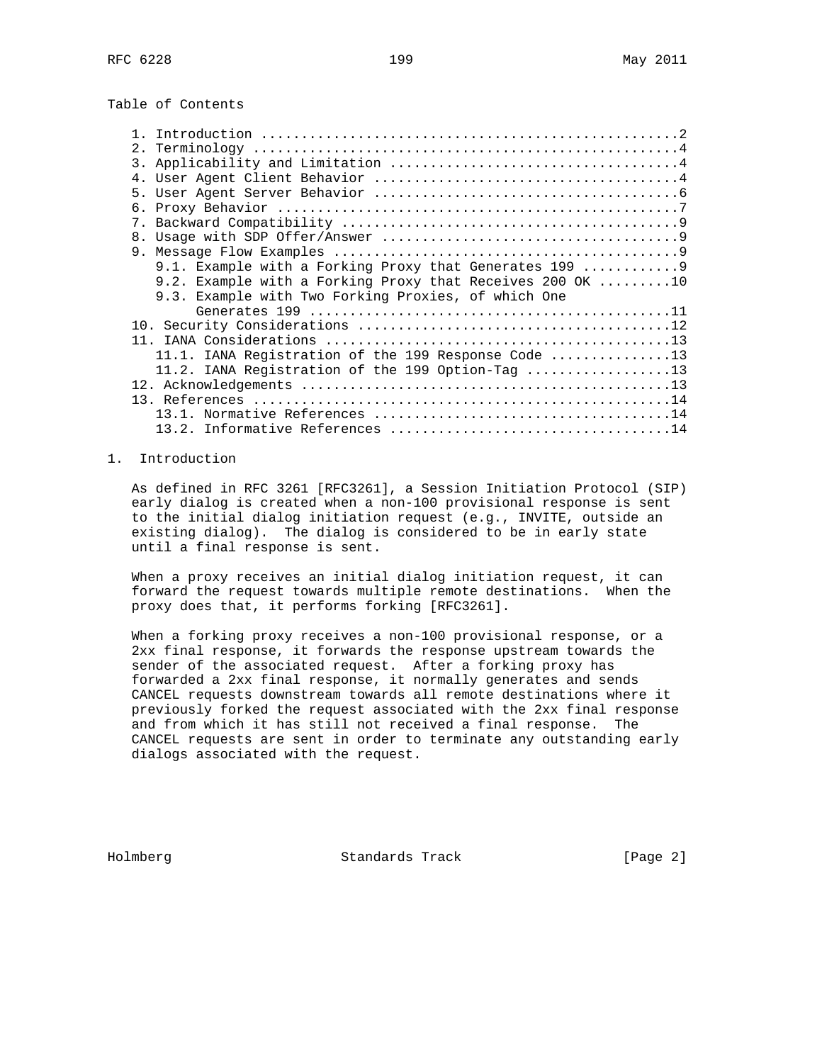Table of Contents

1. Introduction ....................................................2
2. Terminology .....................................................4
3. Applicability and Limitation ....................................4
4. User Agent Client Behavior ......................................4
5. User Agent Server Behavior ......................................6
6. Proxy Behavior ..................................................7
7. Backward Compatibility ..........................................9
8. Usage with SDP Offer/Answer .....................................9
9. Message Flow Examples ...........................................9
   9.1. Example with a Forking Proxy that Generates 199 ............9
   9.2. Example with a Forking Proxy that Receives 200 OK .........10
   9.3. Example with Two Forking Proxies, of which One
        Generates 199 .............................................11
10. Security Considerations .......................................12
11. IANA Considerations ...........................................13
   11.1. IANA Registration of the 199 Response Code ...............13
   11.2. IANA Registration of the 199 Option-Tag ..................13
12. Acknowledgements ..............................................13
13. References ....................................................14
   13.1. Normative References .....................................14
   13.2. Informative References ...................................14

## 1. Introduction

As defined in RFC 3261 [RFC3261], a Session Initiation Protocol (SIP) early dialog is created when a non-100 provisional response is sent to the initial dialog initiation request (e.g., INVITE, outside an existing dialog). The dialog is considered to be in early state until a final response is sent.

When a proxy receives an initial dialog initiation request, it can forward the request towards multiple remote destinations. When the proxy does that, it performs forking [RFC3261].

When a forking proxy receives a non-100 provisional response, or a 2xx final response, it forwards the response upstream towards the sender of the associated request. After a forking proxy has forwarded a 2xx final response, it normally generates and sends CANCEL requests downstream towards all remote destinations where it previously forked the request associated with the 2xx final response and from which it has still not received a final response. The CANCEL requests are sent in order to terminate any outstanding early dialogs associated with the request.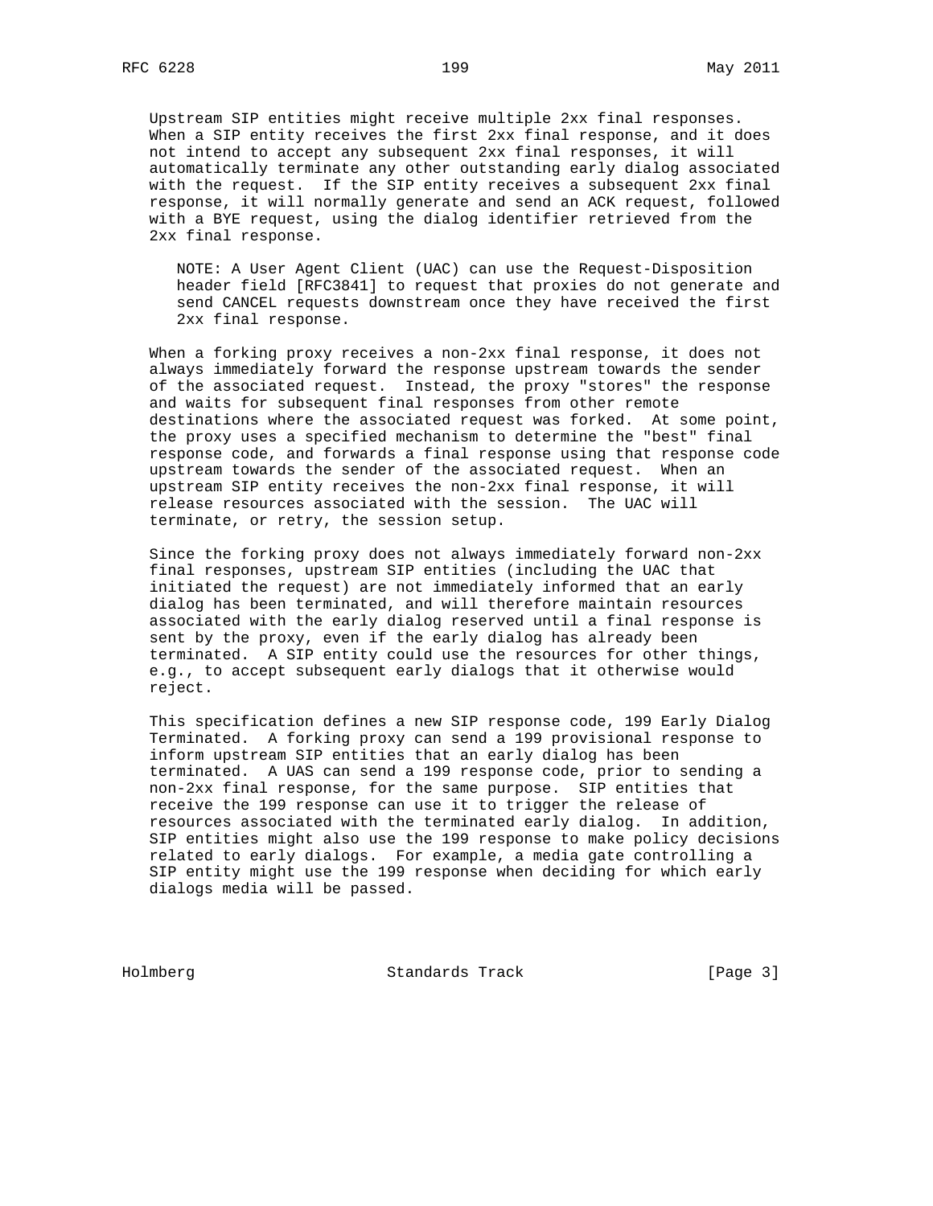Upstream SIP entities might receive multiple 2xx final responses. When a SIP entity receives the first 2xx final response, and it does not intend to accept any subsequent 2xx final responses, it will automatically terminate any other outstanding early dialog associated with the request. If the SIP entity receives a subsequent 2xx final response, it will normally generate and send an ACK request, followed with a BYE request, using the dialog identifier retrieved from the 2xx final response.

> NOTE: A User Agent Client (UAC) can use the Request-Disposition header field [RFC3841] to request that proxies do not generate and send CANCEL requests downstream once they have received the first 2xx final response.

When a forking proxy receives a non-2xx final response, it does not always immediately forward the response upstream towards the sender of the associated request. Instead, the proxy "stores" the response and waits for subsequent final responses from other remote destinations where the associated request was forked. At some point, the proxy uses a specified mechanism to determine the "best" final response code, and forwards a final response using that response code upstream towards the sender of the associated request. When an upstream SIP entity receives the non-2xx final response, it will release resources associated with the session. The UAC will terminate, or retry, the session setup.

Since the forking proxy does not always immediately forward non-2xx final responses, upstream SIP entities (including the UAC that initiated the request) are not immediately informed that an early dialog has been terminated, and will therefore maintain resources associated with the early dialog reserved until a final response is sent by the proxy, even if the early dialog has already been terminated. A SIP entity could use the resources for other things, e.g., to accept subsequent early dialogs that it otherwise would reject.

This specification defines a new SIP response code, 199 Early Dialog Terminated. A forking proxy can send a 199 provisional response to inform upstream SIP entities that an early dialog has been terminated. A UAS can send a 199 response code, prior to sending a non-2xx final response, for the same purpose. SIP entities that receive the 199 response can use it to trigger the release of resources associated with the terminated early dialog. In addition, SIP entities might also use the 199 response to make policy decisions related to early dialogs. For example, a media gate controlling a SIP entity might use the 199 response when deciding for which early dialogs media will be passed.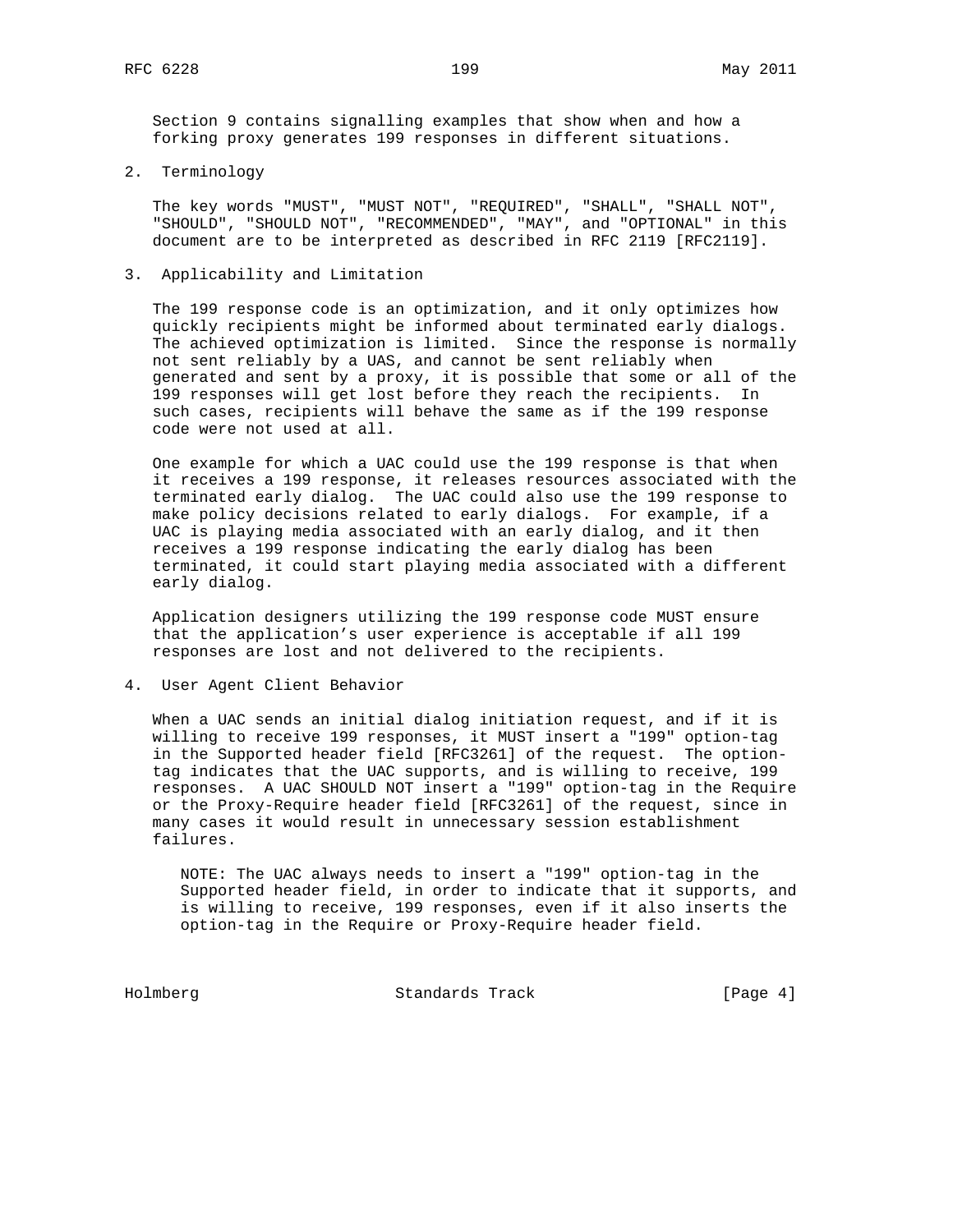Section 9 contains signalling examples that show when and how a forking proxy generates 199 responses in different situations.

## 2. Terminology

The key words "MUST", "MUST NOT", "REQUIRED", "SHALL", "SHALL NOT", "SHOULD", "SHOULD NOT", "RECOMMENDED", "MAY", and "OPTIONAL" in this document are to be interpreted as described in RFC 2119 [RFC2119].

## 3. Applicability and Limitation

The 199 response code is an optimization, and it only optimizes how quickly recipients might be informed about terminated early dialogs. The achieved optimization is limited. Since the response is normally not sent reliably by a UAS, and cannot be sent reliably when generated and sent by a proxy, it is possible that some or all of the 199 responses will get lost before they reach the recipients. In such cases, recipients will behave the same as if the 199 response code were not used at all.

One example for which a UAC could use the 199 response is that when it receives a 199 response, it releases resources associated with the terminated early dialog. The UAC could also use the 199 response to make policy decisions related to early dialogs. For example, if a UAC is playing media associated with an early dialog, and it then receives a 199 response indicating the early dialog has been terminated, it could start playing media associated with a different early dialog.

Application designers utilizing the 199 response code MUST ensure that the application's user experience is acceptable if all 199 responses are lost and not delivered to the recipients.

## 4. User Agent Client Behavior

When a UAC sends an initial dialog initiation request, and if it is willing to receive 199 responses, it MUST insert a "199" option-tag in the Supported header field [RFC3261] of the request. The option-tag indicates that the UAC supports, and is willing to receive, 199 responses. A UAC SHOULD NOT insert a "199" option-tag in the Require or the Proxy-Require header field [RFC3261] of the request, since in many cases it would result in unnecessary session establishment failures.

> NOTE: The UAC always needs to insert a "199" option-tag in the Supported header field, in order to indicate that it supports, and is willing to receive, 199 responses, even if it also inserts the option-tag in the Require or Proxy-Require header field.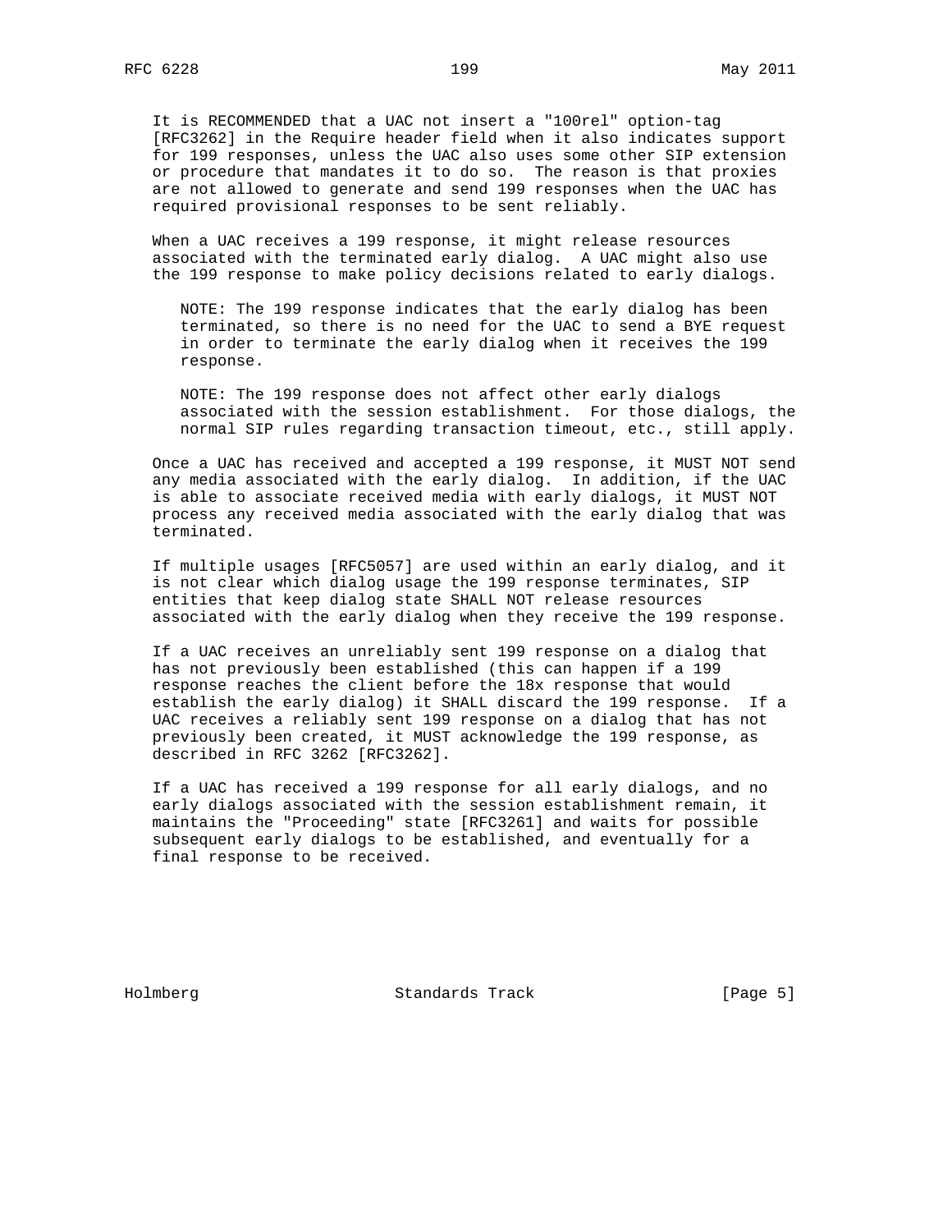It is RECOMMENDED that a UAC not insert a "100rel" option-tag [RFC3262] in the Require header field when it also indicates support for 199 responses, unless the UAC also uses some other SIP extension or procedure that mandates it to do so. The reason is that proxies are not allowed to generate and send 199 responses when the UAC has required provisional responses to be sent reliably.

When a UAC receives a 199 response, it might release resources associated with the terminated early dialog. A UAC might also use the 199 response to make policy decisions related to early dialogs.

> NOTE: The 199 response indicates that the early dialog has been terminated, so there is no need for the UAC to send a BYE request in order to terminate the early dialog when it receives the 199 response.

> NOTE: The 199 response does not affect other early dialogs associated with the session establishment. For those dialogs, the normal SIP rules regarding transaction timeout, etc., still apply.

Once a UAC has received and accepted a 199 response, it MUST NOT send any media associated with the early dialog. In addition, if the UAC is able to associate received media with early dialogs, it MUST NOT process any received media associated with the early dialog that was terminated.

If multiple usages [RFC5057] are used within an early dialog, and it is not clear which dialog usage the 199 response terminates, SIP entities that keep dialog state SHALL NOT release resources associated with the early dialog when they receive the 199 response.

If a UAC receives an unreliably sent 199 response on a dialog that has not previously been established (this can happen if a 199 response reaches the client before the 18x response that would establish the early dialog) it SHALL discard the 199 response. If a UAC receives a reliably sent 199 response on a dialog that has not previously been created, it MUST acknowledge the 199 response, as described in RFC 3262 [RFC3262].

If a UAC has received a 199 response for all early dialogs, and no early dialogs associated with the session establishment remain, it maintains the "Proceeding" state [RFC3261] and waits for possible subsequent early dialogs to be established, and eventually for a final response to be received.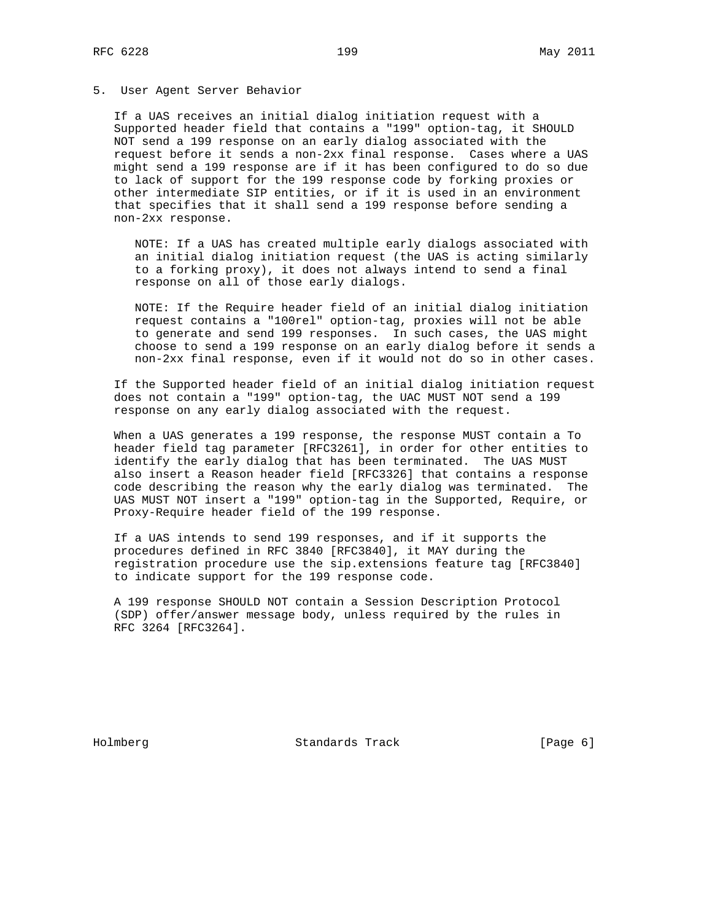## 5. User Agent Server Behavior

If a UAS receives an initial dialog initiation request with a Supported header field that contains a "199" option-tag, it SHOULD NOT send a 199 response on an early dialog associated with the request before it sends a non-2xx final response. Cases where a UAS might send a 199 response are if it has been configured to do so due to lack of support for the 199 response code by forking proxies or other intermediate SIP entities, or if it is used in an environment that specifies that it shall send a 199 response before sending a non-2xx response.

> NOTE: If a UAS has created multiple early dialogs associated with an initial dialog initiation request (the UAS is acting similarly to a forking proxy), it does not always intend to send a final response on all of those early dialogs.

> NOTE: If the Require header field of an initial dialog initiation request contains a "100rel" option-tag, proxies will not be able to generate and send 199 responses. In such cases, the UAS might choose to send a 199 response on an early dialog before it sends a non-2xx final response, even if it would not do so in other cases.

If the Supported header field of an initial dialog initiation request does not contain a "199" option-tag, the UAC MUST NOT send a 199 response on any early dialog associated with the request.

When a UAS generates a 199 response, the response MUST contain a To header field tag parameter [RFC3261], in order for other entities to identify the early dialog that has been terminated. The UAS MUST also insert a Reason header field [RFC3326] that contains a response code describing the reason why the early dialog was terminated. The UAS MUST NOT insert a "199" option-tag in the Supported, Require, or Proxy-Require header field of the 199 response.

If a UAS intends to send 199 responses, and if it supports the procedures defined in RFC 3840 [RFC3840], it MAY during the registration procedure use the sip.extensions feature tag [RFC3840] to indicate support for the 199 response code.

A 199 response SHOULD NOT contain a Session Description Protocol (SDP) offer/answer message body, unless required by the rules in RFC 3264 [RFC3264].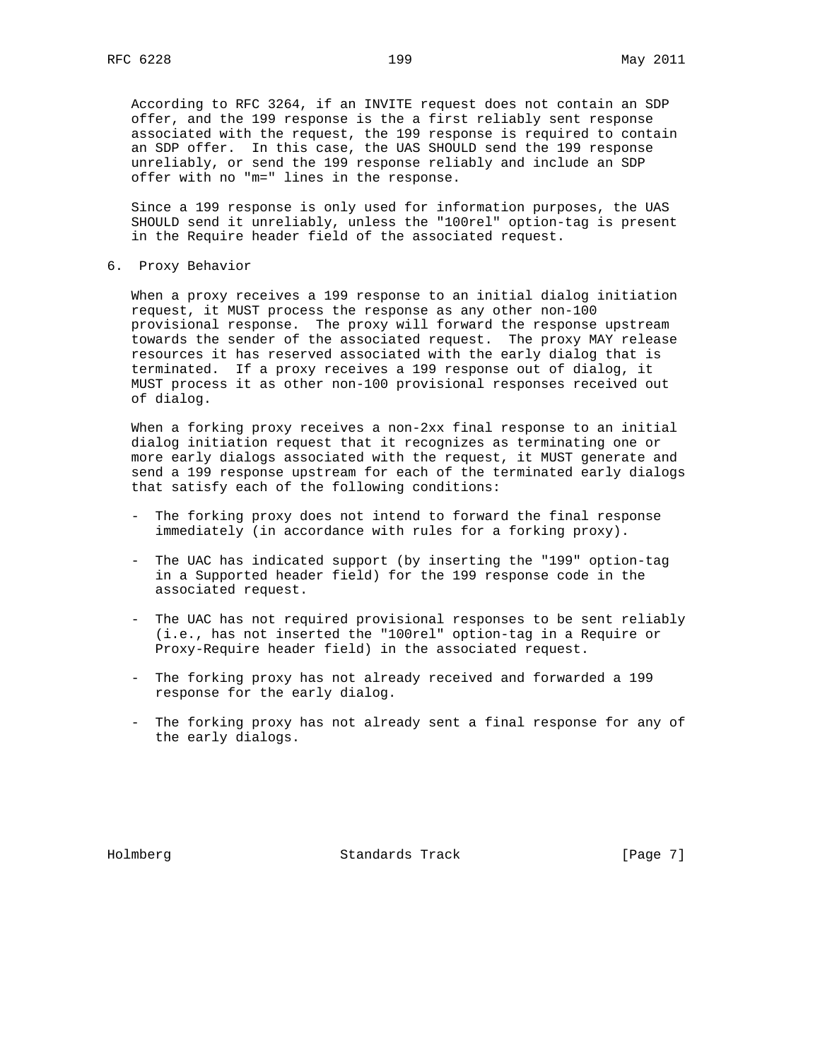According to RFC 3264, if an INVITE request does not contain an SDP offer, and the 199 response is the a first reliably sent response associated with the request, the 199 response is required to contain an SDP offer. In this case, the UAS SHOULD send the 199 response unreliably, or send the 199 response reliably and include an SDP offer with no "m=" lines in the response.

Since a 199 response is only used for information purposes, the UAS SHOULD send it unreliably, unless the "100rel" option-tag is present in the Require header field of the associated request.

## 6. Proxy Behavior

When a proxy receives a 199 response to an initial dialog initiation request, it MUST process the response as any other non-100 provisional response. The proxy will forward the response upstream towards the sender of the associated request. The proxy MAY release resources it has reserved associated with the early dialog that is terminated. If a proxy receives a 199 response out of dialog, it MUST process it as other non-100 provisional responses received out of dialog.

When a forking proxy receives a non-2xx final response to an initial dialog initiation request that it recognizes as terminating one or more early dialogs associated with the request, it MUST generate and send a 199 response upstream for each of the terminated early dialogs that satisfy each of the following conditions:

- The forking proxy does not intend to forward the final response immediately (in accordance with rules for a forking proxy).

- The UAC has indicated support (by inserting the "199" option-tag in a Supported header field) for the 199 response code in the associated request.

- The UAC has not required provisional responses to be sent reliably (i.e., has not inserted the "100rel" option-tag in a Require or Proxy-Require header field) in the associated request.

- The forking proxy has not already received and forwarded a 199 response for the early dialog.

- The forking proxy has not already sent a final response for any of the early dialogs.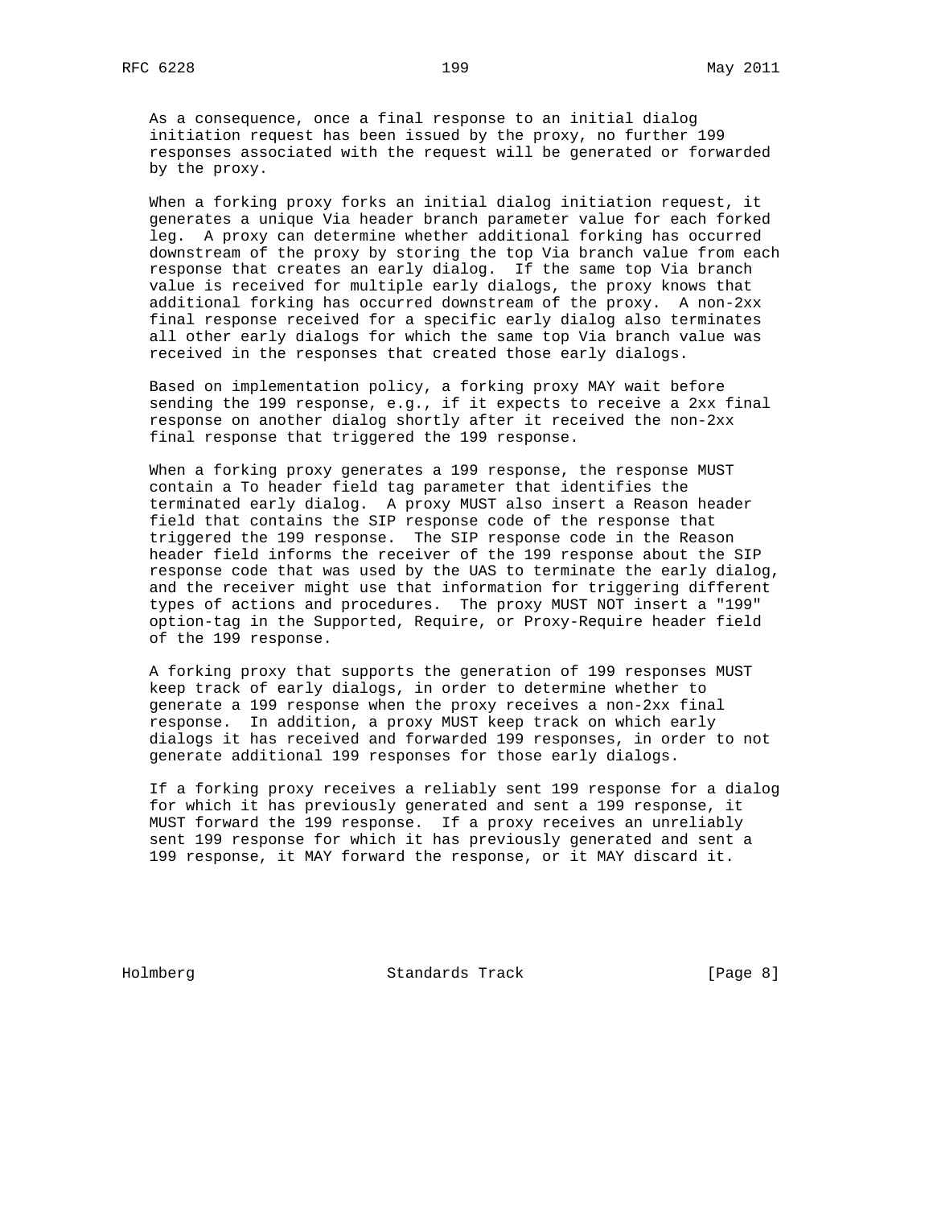As a consequence, once a final response to an initial dialog initiation request has been issued by the proxy, no further 199 responses associated with the request will be generated or forwarded by the proxy.

When a forking proxy forks an initial dialog initiation request, it generates a unique Via header branch parameter value for each forked leg. A proxy can determine whether additional forking has occurred downstream of the proxy by storing the top Via branch value from each response that creates an early dialog. If the same top Via branch value is received for multiple early dialogs, the proxy knows that additional forking has occurred downstream of the proxy. A non-2xx final response received for a specific early dialog also terminates all other early dialogs for which the same top Via branch value was received in the responses that created those early dialogs.

Based on implementation policy, a forking proxy MAY wait before sending the 199 response, e.g., if it expects to receive a 2xx final response on another dialog shortly after it received the non-2xx final response that triggered the 199 response.

When a forking proxy generates a 199 response, the response MUST contain a To header field tag parameter that identifies the terminated early dialog. A proxy MUST also insert a Reason header field that contains the SIP response code of the response that triggered the 199 response. The SIP response code in the Reason header field informs the receiver of the 199 response about the SIP response code that was used by the UAS to terminate the early dialog, and the receiver might use that information for triggering different types of actions and procedures. The proxy MUST NOT insert a "199" option-tag in the Supported, Require, or Proxy-Require header field of the 199 response.

A forking proxy that supports the generation of 199 responses MUST keep track of early dialogs, in order to determine whether to generate a 199 response when the proxy receives a non-2xx final response. In addition, a proxy MUST keep track on which early dialogs it has received and forwarded 199 responses, in order to not generate additional 199 responses for those early dialogs.

If a forking proxy receives a reliably sent 199 response for a dialog for which it has previously generated and sent a 199 response, it MUST forward the 199 response. If a proxy receives an unreliably sent 199 response for which it has previously generated and sent a 199 response, it MAY forward the response, or it MAY discard it.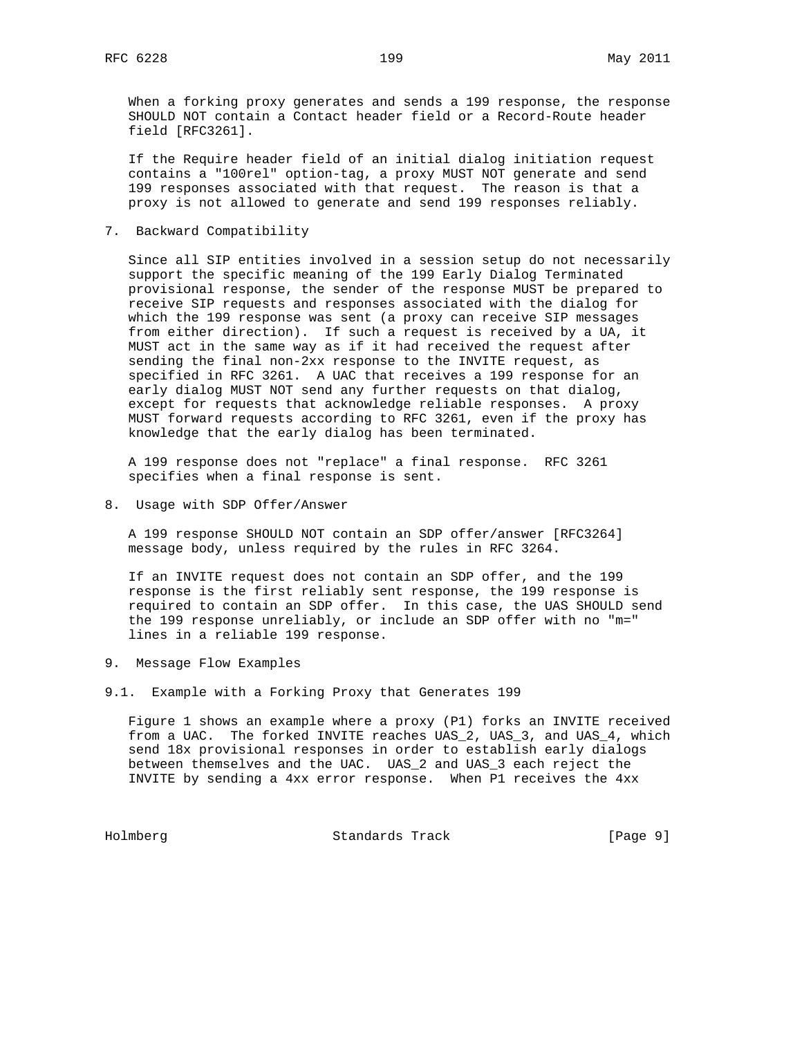When a forking proxy generates and sends a 199 response, the response SHOULD NOT contain a Contact header field or a Record-Route header field [RFC3261].

If the Require header field of an initial dialog initiation request contains a "100rel" option-tag, a proxy MUST NOT generate and send 199 responses associated with that request. The reason is that a proxy is not allowed to generate and send 199 responses reliably.

## 7. Backward Compatibility

Since all SIP entities involved in a session setup do not necessarily support the specific meaning of the 199 Early Dialog Terminated provisional response, the sender of the response MUST be prepared to receive SIP requests and responses associated with the dialog for which the 199 response was sent (a proxy can receive SIP messages from either direction). If such a request is received by a UA, it MUST act in the same way as if it had received the request after sending the final non-2xx response to the INVITE request, as specified in RFC 3261. A UAC that receives a 199 response for an early dialog MUST NOT send any further requests on that dialog, except for requests that acknowledge reliable responses. A proxy MUST forward requests according to RFC 3261, even if the proxy has knowledge that the early dialog has been terminated.

A 199 response does not "replace" a final response. RFC 3261 specifies when a final response is sent.

## 8. Usage with SDP Offer/Answer

A 199 response SHOULD NOT contain an SDP offer/answer [RFC3264] message body, unless required by the rules in RFC 3264.

If an INVITE request does not contain an SDP offer, and the 199 response is the first reliably sent response, the 199 response is required to contain an SDP offer. In this case, the UAS SHOULD send the 199 response unreliably, or include an SDP offer with no "m=" lines in a reliable 199 response.

## 9. Message Flow Examples

### 9.1. Example with a Forking Proxy that Generates 199

Figure 1 shows an example where a proxy (P1) forks an INVITE received from a UAC. The forked INVITE reaches UAS_2, UAS_3, and UAS_4, which send 18x provisional responses in order to establish early dialogs between themselves and the UAC. UAS_2 and UAS_3 each reject the INVITE by sending a 4xx error response. When P1 receives the 4xx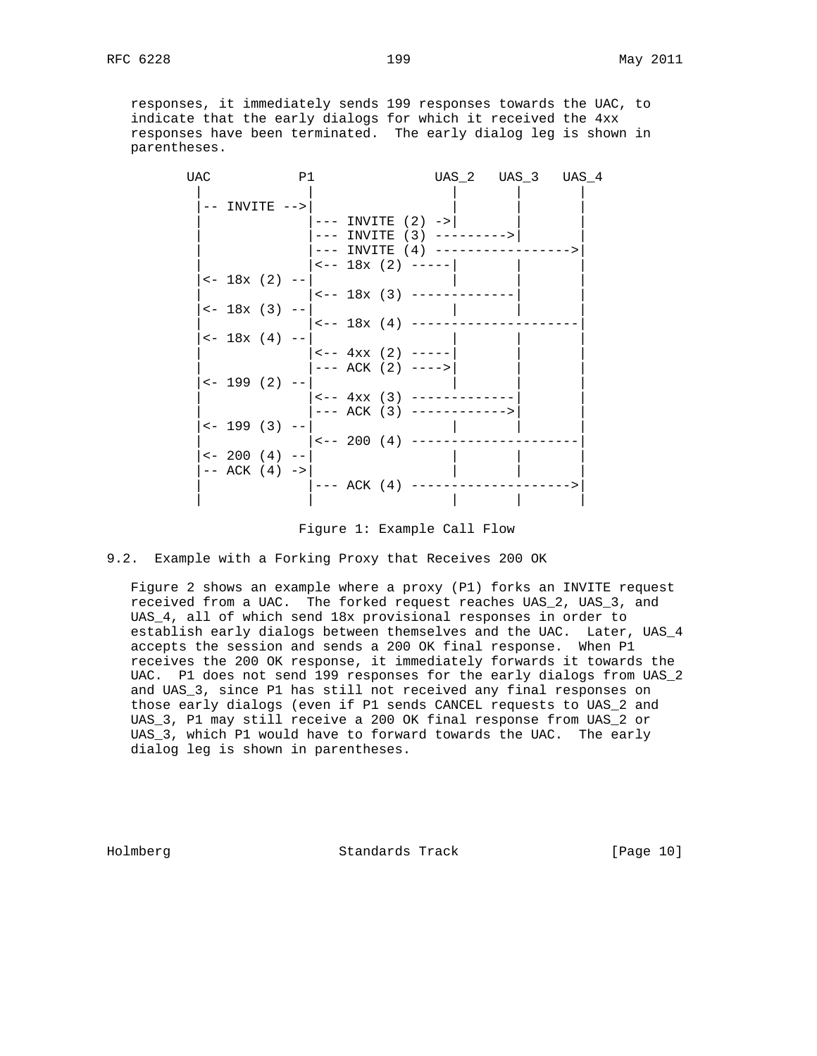responses, it immediately sends 199 responses towards the UAC, to indicate that the early dialogs for which it received the 4xx responses have been terminated. The early dialog leg is shown in parentheses.

```
     UAC           P1              UAS_2   UAS_3   UAS_4
      |             |                 |       |       |
      |-- INVITE -->|                 |       |       |
      |             |--- INVITE (2) ->|       |       |
      |             |--- INVITE (3) --------->|       |
      |             |--- INVITE (4) ----------------->|
      |             |<-- 18x (2) -----|       |       |
      |<- 18x (2) --|                 |       |       |
      |             |<-- 18x (3) -------------|       |
      |<- 18x (3) --|                 |       |       |
      |             |<-- 18x (4) ---------------------|
      |<- 18x (4) --|                 |       |       |
      |             |<-- 4xx (2) -----|       |       |
      |             |--- ACK (2) ---->|       |       |
      |<- 199 (2) --|                 |       |       |
      |             |<-- 4xx (3) -------------|       |
      |             |--- ACK (3) ------------>|       |
      |<- 199 (3) --|                 |       |       |
      |             |<-- 200 (4) ---------------------|
      |<- 200 (4) --|                 |       |       |
      |-- ACK (4) ->|                 |       |       |
      |             |--- ACK (4) -------------------->|
      |             |                 |       |       |
```

Figure 1: Example Call Flow

## 9.2. Example with a Forking Proxy that Receives 200 OK

Figure 2 shows an example where a proxy (P1) forks an INVITE request received from a UAC. The forked request reaches UAS_2, UAS_3, and UAS_4, all of which send 18x provisional responses in order to establish early dialogs between themselves and the UAC. Later, UAS_4 accepts the session and sends a 200 OK final response. When P1 receives the 200 OK response, it immediately forwards it towards the UAC. P1 does not send 199 responses for the early dialogs from UAS_2 and UAS_3, since P1 has still not received any final responses on those early dialogs (even if P1 sends CANCEL requests to UAS_2 and UAS_3, P1 may still receive a 200 OK final response from UAS_2 or UAS_3, which P1 would have to forward towards the UAC. The early dialog leg is shown in parentheses.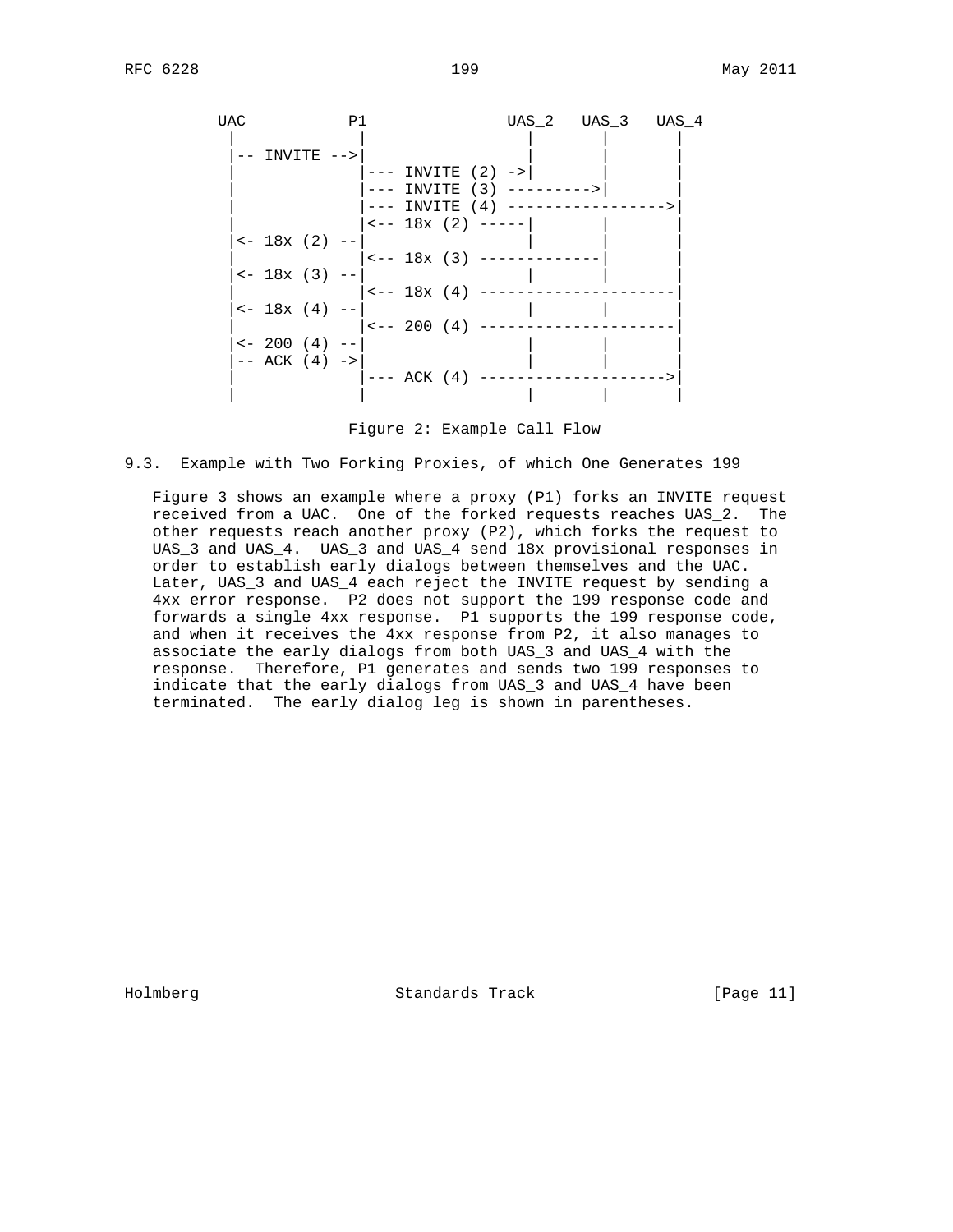```
  UAC           P1               UAS_2   UAS_3   UAS_4
   |             |                 |       |       |
   |-- INVITE -->|                 |       |       |
   |             |--- INVITE (2) ->|       |       |
   |             |--- INVITE (3) --------->|       |
   |             |--- INVITE (4) ----------------->|
   |             |<-- 18x (2) -----|       |       |
   |<- 18x (2) --|                 |       |       |
   |             |<-- 18x (3) -------------|       |
   |<- 18x (3) --|                 |       |       |
   |             |<-- 18x (4) ---------------------|
   |<- 18x (4) --|                 |       |       |
   |             |<-- 200 (4) ---------------------|
   |<- 200 (4) --|                 |       |       |
   |-- ACK (4) ->|                 |       |       |
   |             |--- ACK (4) -------------------->|
   |             |                 |       |       |
```

Figure 2: Example Call Flow

### 9.3. Example with Two Forking Proxies, of which One Generates 199

Figure 3 shows an example where a proxy (P1) forks an INVITE request received from a UAC. One of the forked requests reaches UAS_2. The other requests reach another proxy (P2), which forks the request to UAS_3 and UAS_4. UAS_3 and UAS_4 send 18x provisional responses in order to establish early dialogs between themselves and the UAC. Later, UAS_3 and UAS_4 each reject the INVITE request by sending a 4xx error response. P2 does not support the 199 response code and forwards a single 4xx response. P1 supports the 199 response code, and when it receives the 4xx response from P2, it also manages to associate the early dialogs from both UAS_3 and UAS_4 with the response. Therefore, P1 generates and sends two 199 responses to indicate that the early dialogs from UAS_3 and UAS_4 have been terminated. The early dialog leg is shown in parentheses.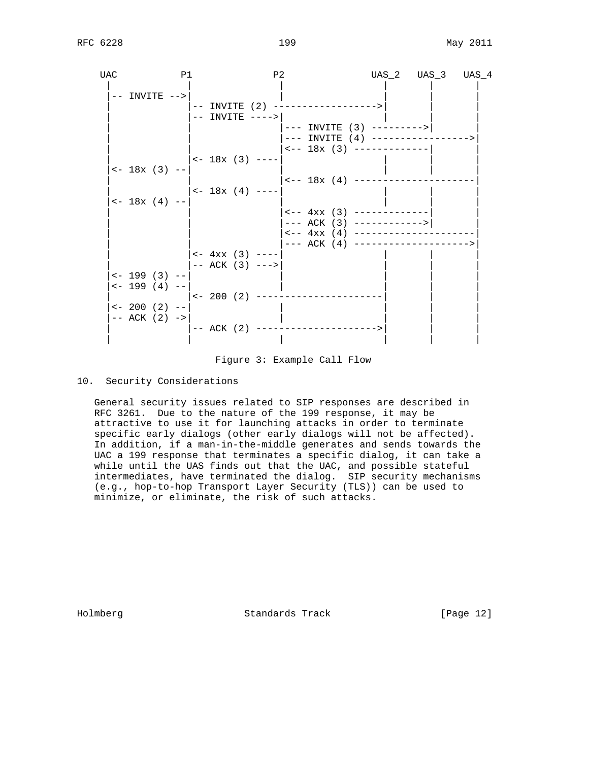```
  UAC           P1              P2              UAS_2   UAS_3   UAS_4
   |             |               |                 |       |       |
   |-- INVITE -->|               |                 |       |       |
   |             |-- INVITE (2) ------------------>|       |       |
   |             |-- INVITE ---->|                 |       |       |
   |             |               |--- INVITE (3) --------->|       |
   |             |               |--- INVITE (4) ----------------->|
   |             |               |<-- 18x (3) -------------|       |
   |             |<- 18x (3) ----|                 |       |       |
   |<- 18x (3) --|               |                 |       |       |
   |             |               |<-- 18x (4) ---------------------|
   |             |<- 18x (4) ----|                 |       |       |
   |<- 18x (4) --|               |                 |       |       |
   |             |               |<-- 4xx (3) -------------|       |
   |             |               |--- ACK (3) ------------>|       |
   |             |               |<-- 4xx (4) ---------------------|
   |             |               |--- ACK (4) -------------------->|
   |             |<- 4xx (3) ----|                 |       |       |
   |             |-- ACK (3) --->|                 |       |       |
   |<- 199 (3) --|               |                 |       |       |
   |<- 199 (4) --|               |                 |       |       |
   |             |<- 200 (2) ----------------------|       |       |
   |<- 200 (2) --|               |                 |       |       |
   |-- ACK (2) ->|               |                 |       |       |
   |             |-- ACK (2) --------------------->|       |       |
   |             |               |                 |       |       |
```

Figure 3: Example Call Flow

## 10. Security Considerations

General security issues related to SIP responses are described in RFC 3261. Due to the nature of the 199 response, it may be attractive to use it for launching attacks in order to terminate specific early dialogs (other early dialogs will not be affected). In addition, if a man-in-the-middle generates and sends towards the UAC a 199 response that terminates a specific dialog, it can take a while until the UAS finds out that the UAC, and possible stateful intermediates, have terminated the dialog. SIP security mechanisms (e.g., hop-to-hop Transport Layer Security (TLS)) can be used to minimize, or eliminate, the risk of such attacks.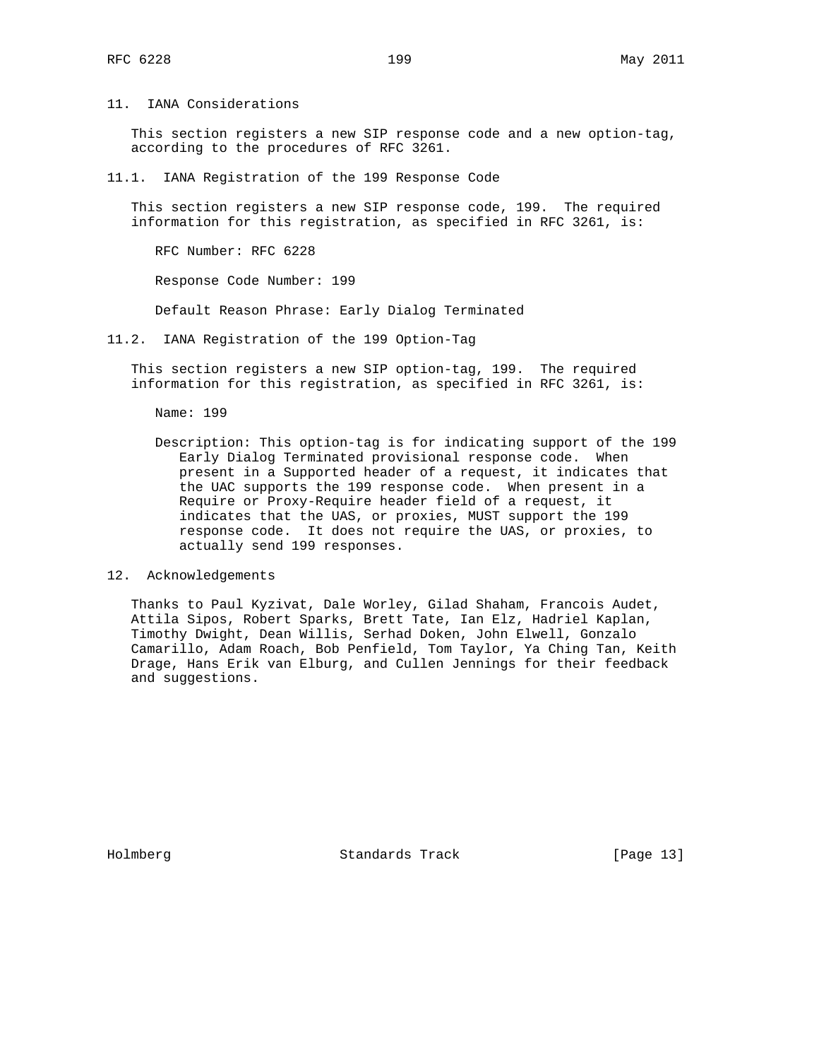## 11. IANA Considerations

This section registers a new SIP response code and a new option-tag, according to the procedures of RFC 3261.

### 11.1. IANA Registration of the 199 Response Code

This section registers a new SIP response code, 199. The required information for this registration, as specified in RFC 3261, is:

RFC Number: RFC 6228

Response Code Number: 199

Default Reason Phrase: Early Dialog Terminated

### 11.2. IANA Registration of the 199 Option-Tag

This section registers a new SIP option-tag, 199. The required information for this registration, as specified in RFC 3261, is:

Name: 199

Description: This option-tag is for indicating support of the 199 Early Dialog Terminated provisional response code. When present in a Supported header of a request, it indicates that the UAC supports the 199 response code. When present in a Require or Proxy-Require header field of a request, it indicates that the UAS, or proxies, MUST support the 199 response code. It does not require the UAS, or proxies, to actually send 199 responses.

## 12. Acknowledgements

Thanks to Paul Kyzivat, Dale Worley, Gilad Shaham, Francois Audet, Attila Sipos, Robert Sparks, Brett Tate, Ian Elz, Hadriel Kaplan, Timothy Dwight, Dean Willis, Serhad Doken, John Elwell, Gonzalo Camarillo, Adam Roach, Bob Penfield, Tom Taylor, Ya Ching Tan, Keith Drage, Hans Erik van Elburg, and Cullen Jennings for their feedback and suggestions.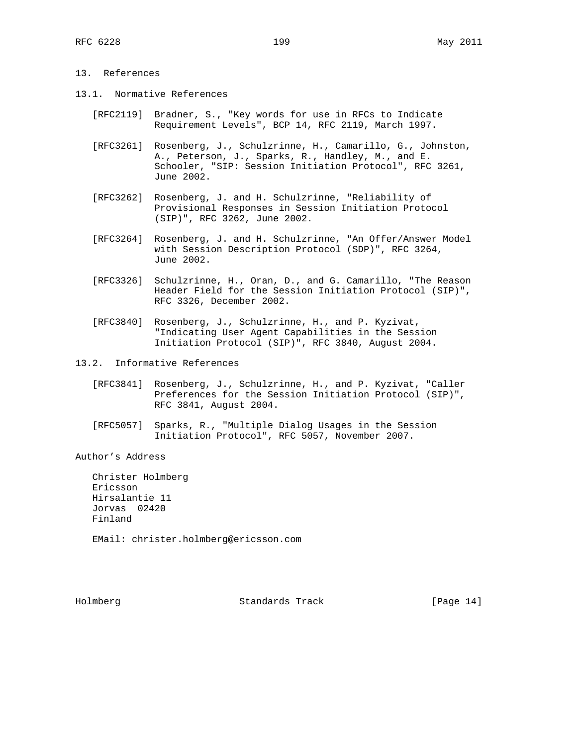## 13. References

### 13.1. Normative References

[RFC2119] Bradner, S., "Key words for use in RFCs to Indicate Requirement Levels", BCP 14, RFC 2119, March 1997.

[RFC3261] Rosenberg, J., Schulzrinne, H., Camarillo, G., Johnston, A., Peterson, J., Sparks, R., Handley, M., and E. Schooler, "SIP: Session Initiation Protocol", RFC 3261, June 2002.

[RFC3262] Rosenberg, J. and H. Schulzrinne, "Reliability of Provisional Responses in Session Initiation Protocol (SIP)", RFC 3262, June 2002.

[RFC3264] Rosenberg, J. and H. Schulzrinne, "An Offer/Answer Model with Session Description Protocol (SDP)", RFC 3264, June 2002.

[RFC3326] Schulzrinne, H., Oran, D., and G. Camarillo, "The Reason Header Field for the Session Initiation Protocol (SIP)", RFC 3326, December 2002.

[RFC3840] Rosenberg, J., Schulzrinne, H., and P. Kyzivat, "Indicating User Agent Capabilities in the Session Initiation Protocol (SIP)", RFC 3840, August 2004.

### 13.2. Informative References

[RFC3841] Rosenberg, J., Schulzrinne, H., and P. Kyzivat, "Caller Preferences for the Session Initiation Protocol (SIP)", RFC 3841, August 2004.

[RFC5057] Sparks, R., "Multiple Dialog Usages in the Session Initiation Protocol", RFC 5057, November 2007.

## Author's Address

Christer Holmberg
Ericsson
Hirsalantie 11
Jorvas 02420
Finland

EMail: christer.holmberg@ericsson.com